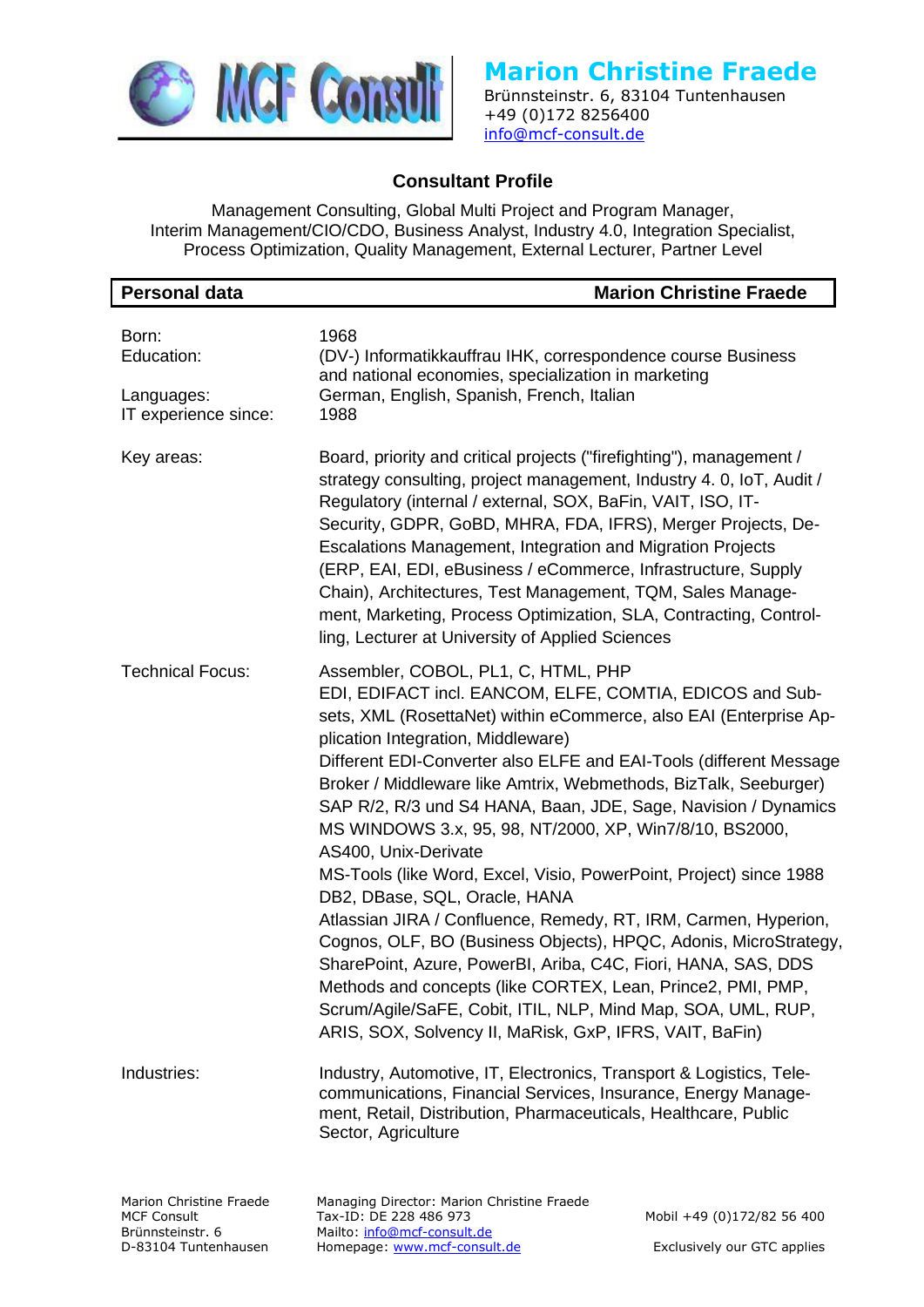# Marion Christine Fraede

Brünnsteinstr. 6, 83104 Tuntenhausen
+49 (0)172 8256400
info@mcf-consult.de

## Consultant Profile

Management Consulting, Global Multi Project and Program Manager,
Interim Management/CIO/CDO, Business Analyst, Industry 4.0, Integration Specialist,
Process Optimization, Quality Management, External Lecturer, Partner Level

| **Personal data** | **Marion Christine Fraede** |
|---|---|
| Born: | 1968 |
| Education: | (DV-) Informatikkauffrau IHK, correspondence course Business and national economies, specialization in marketing |
| Languages: | German, English, Spanish, French, Italian |
| IT experience since: | 1988 |
| Key areas: | Board, priority and critical projects ("firefighting"), management / strategy consulting, project management, Industry 4. 0, IoT, Audit / Regulatory (internal / external, SOX, BaFin, VAIT, ISO, IT-Security, GDPR, GoBD, MHRA, FDA, IFRS), Merger Projects, De-Escalations Management, Integration and Migration Projects (ERP, EAI, EDI, eBusiness / eCommerce, Infrastructure, Supply Chain), Architectures, Test Management, TQM, Sales Management, Marketing, Process Optimization, SLA, Contracting, Controlling, Lecturer at University of Applied Sciences |
| Technical Focus: | Assembler, COBOL, PL1, C, HTML, PHP<br>EDI, EDIFACT incl. EANCOM, ELFE, COMTIA, EDICOS and Subsets, XML (RosettaNet) within eCommerce, also EAI (Enterprise Application Integration, Middleware)<br>Different EDI-Converter also ELFE and EAI-Tools (different Message Broker / Middleware like Amtrix, Webmethods, BizTalk, Seeburger)<br>SAP R/2, R/3 und S4 HANA, Baan, JDE, Sage, Navision / Dynamics<br>MS WINDOWS 3.x, 95, 98, NT/2000, XP, Win7/8/10, BS2000, AS400, Unix-Derivate<br>MS-Tools (like Word, Excel, Visio, PowerPoint, Project) since 1988<br>DB2, DBase, SQL, Oracle, HANA<br>Atlassian JIRA / Confluence, Remedy, RT, IRM, Carmen, Hyperion, Cognos, OLF, BO (Business Objects), HPQC, Adonis, MicroStrategy, SharePoint, Azure, PowerBI, Ariba, C4C, Fiori, HANA, SAS, DDS<br>Methods and concepts (like CORTEX, Lean, Prince2, PMI, PMP, Scrum/Agile/SaFE, Cobit, ITIL, NLP, Mind Map, SOA, UML, RUP, ARIS, SOX, Solvency II, MaRisk, GxP, IFRS, VAIT, BaFin) |
| Industries: | Industry, Automotive, IT, Electronics, Transport & Logistics, Telecommunications, Financial Services, Insurance, Energy Management, Retail, Distribution, Pharmaceuticals, Healthcare, Public Sector, Agriculture |

Marion Christine Fraede
MCF Consult
Brünnsteinstr. 6
D-83104 Tuntenhausen

Managing Director: Marion Christine Fraede
Tax-ID: DE 228 486 973
Mailto: info@mcf-consult.de
Homepage: www.mcf-consult.de

Mobil +49 (0)172/82 56 400

Exclusively our GTC applies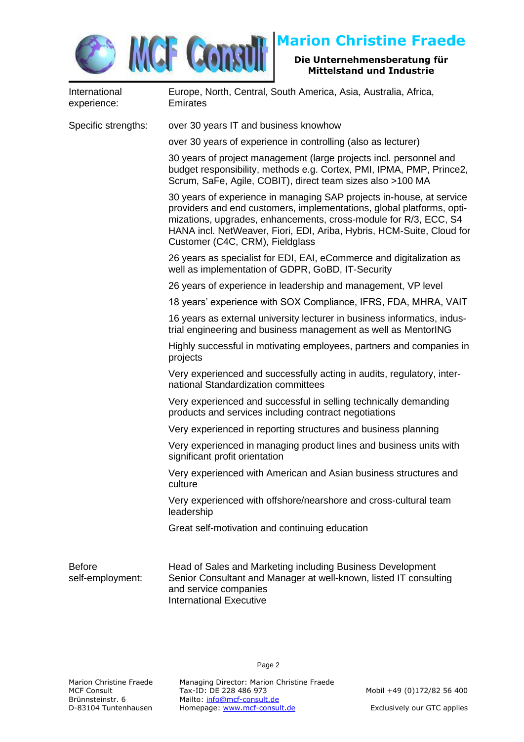| | |
|---|---|
| International experience: | Europe, North, Central, South America, Asia, Australia, Africa, Emirates |
| Specific strengths: | over 30 years IT and business knowhow |
| | over 30 years of experience in controlling (also as lecturer) |
| | 30 years of project management (large projects incl. personnel and budget responsibility, methods e.g. Cortex, PMI, IPMA, PMP, Prince2, Scrum, SaFe, Agile, COBIT), direct team sizes also >100 MA |
| | 30 years of experience in managing SAP projects in-house, at service providers and end customers, implementations, global platforms, optimizations, upgrades, enhancements, cross-module for R/3, ECC, S4 HANA incl. NetWeaver, Fiori, EDI, Ariba, Hybris, HCM-Suite, Cloud for Customer (C4C, CRM), Fieldglass |
| | 26 years as specialist for EDI, EAI, eCommerce and digitalization as well as implementation of GDPR, GoBD, IT-Security |
| | 26 years of experience in leadership and management, VP level |
| | 18 years' experience with SOX Compliance, IFRS, FDA, MHRA, VAIT |
| | 16 years as external university lecturer in business informatics, industrial engineering and business management as well as MentorING |
| | Highly successful in motivating employees, partners and companies in projects |
| | Very experienced and successfully acting in audits, regulatory, international Standardization committees |
| | Very experienced and successful in selling technically demanding products and services including contract negotiations |
| | Very experienced in reporting structures and business planning |
| | Very experienced in managing product lines and business units with significant profit orientation |
| | Very experienced with American and Asian business structures and culture |
| | Very experienced with offshore/nearshore and cross-cultural team leadership |
| | Great self-motivation and continuing education |
| Before self-employment: | Head of Sales and Marketing including Business Development<br>Senior Consultant and Manager at well-known, listed IT consulting and service companies<br>International Executive |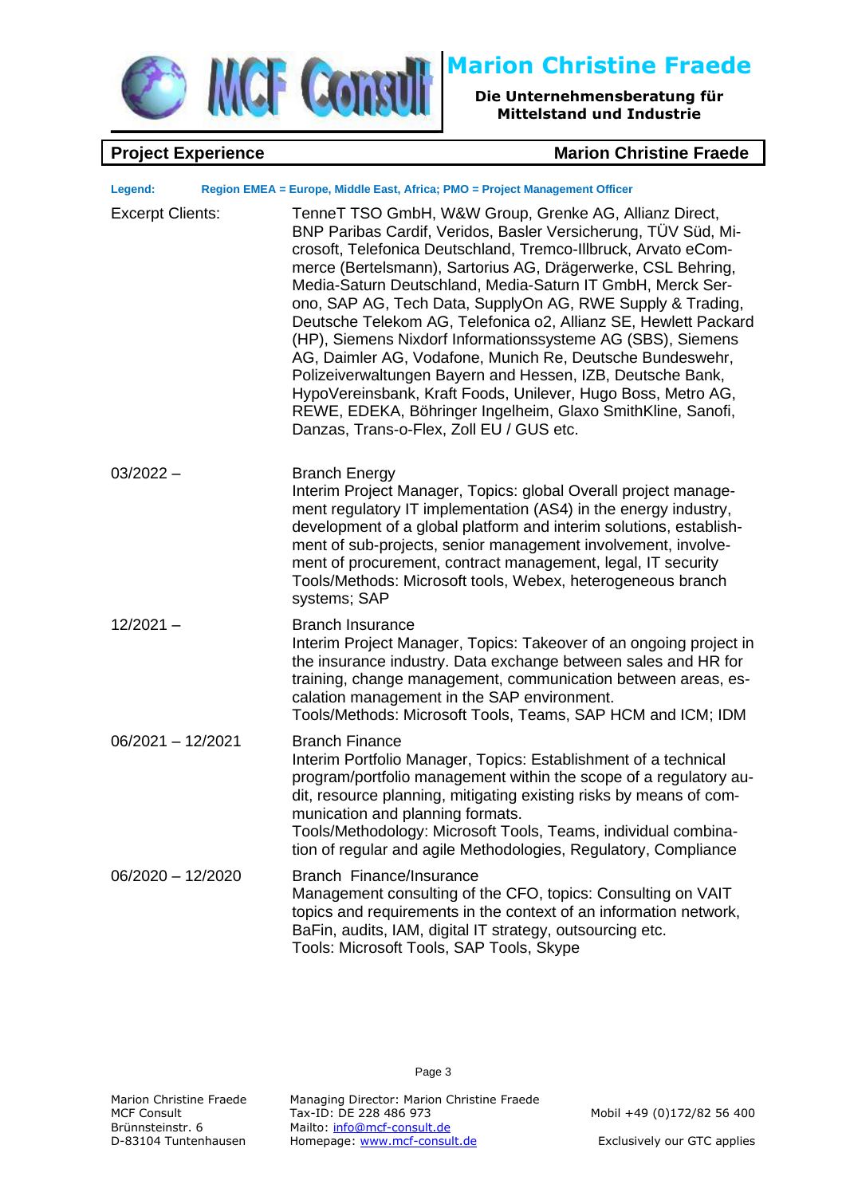## Project Experience — Marion Christine Fraede

**Legend:** Region EMEA = Europe, Middle East, Africa; PMO = Project Management Officer

| | |
|---|---|
| Excerpt Clients: | TenneT TSO GmbH, W&W Group, Grenke AG, Allianz Direct, BNP Paribas Cardif, Veridos, Basler Versicherung, TÜV Süd, Microsoft, Telefonica Deutschland, Tremco-Illbruck, Arvato eCommerce (Bertelsmann), Sartorius AG, Drägerwerke, CSL Behring, Media-Saturn Deutschland, Media-Saturn IT GmbH, Merck Serono, SAP AG, Tech Data, SupplyOn AG, RWE Supply & Trading, Deutsche Telekom AG, Telefonica o2, Allianz SE, Hewlett Packard (HP), Siemens Nixdorf Informationssysteme AG (SBS), Siemens AG, Daimler AG, Vodafone, Munich Re, Deutsche Bundeswehr, Polizeiverwaltungen Bayern and Hessen, IZB, Deutsche Bank, HypoVereinsbank, Kraft Foods, Unilever, Hugo Boss, Metro AG, REWE, EDEKA, Böhringer Ingelheim, Glaxo SmithKline, Sanofi, Danzas, Trans-o-Flex, Zoll EU / GUS etc. |
| 03/2022 – | Branch Energy<br>Interim Project Manager, Topics: global Overall project management regulatory IT implementation (AS4) in the energy industry, development of a global platform and interim solutions, establishment of sub-projects, senior management involvement, involvement of procurement, contract management, legal, IT security<br>Tools/Methods: Microsoft tools, Webex, heterogeneous branch systems; SAP |
| 12/2021 – | Branch Insurance<br>Interim Project Manager, Topics: Takeover of an ongoing project in the insurance industry. Data exchange between sales and HR for training, change management, communication between areas, escalation management in the SAP environment.<br>Tools/Methods: Microsoft Tools, Teams, SAP HCM and ICM; IDM |
| 06/2021 – 12/2021 | Branch Finance<br>Interim Portfolio Manager, Topics: Establishment of a technical program/portfolio management within the scope of a regulatory audit, resource planning, mitigating existing risks by means of communication and planning formats.<br>Tools/Methodology: Microsoft Tools, Teams, individual combination of regular and agile Methodologies, Regulatory, Compliance |
| 06/2020 – 12/2020 | Branch Finance/Insurance<br>Management consulting of the CFO, topics: Consulting on VAIT topics and requirements in the context of an information network, BaFin, audits, IAM, digital IT strategy, outsourcing etc.<br>Tools: Microsoft Tools, SAP Tools, Skype |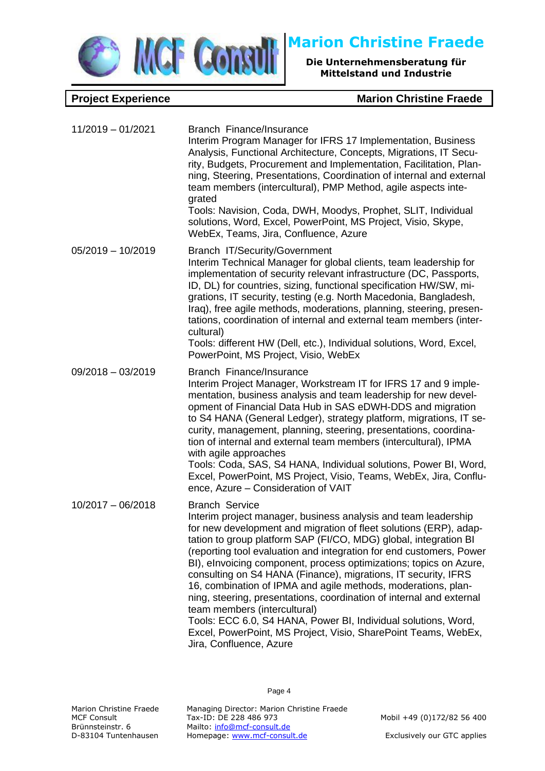| Project Experience | Marion Christine Fraede |
|---|---|

| | |
|---|---|
| 11/2019 – 01/2021 | Branch Finance/Insurance<br>Interim Program Manager for IFRS 17 Implementation, Business Analysis, Functional Architecture, Concepts, Migrations, IT Security, Budgets, Procurement and Implementation, Facilitation, Planning, Steering, Presentations, Coordination of internal and external team members (intercultural), PMP Method, agile aspects integrated<br>Tools: Navision, Coda, DWH, Moodys, Prophet, SLIT, Individual solutions, Word, Excel, PowerPoint, MS Project, Visio, Skype, WebEx, Teams, Jira, Confluence, Azure |
| 05/2019 – 10/2019 | Branch IT/Security/Government<br>Interim Technical Manager for global clients, team leadership for implementation of security relevant infrastructure (DC, Passports, ID, DL) for countries, sizing, functional specification HW/SW, migrations, IT security, testing (e.g. North Macedonia, Bangladesh, Iraq), free agile methods, moderations, planning, steering, presentations, coordination of internal and external team members (intercultural)<br>Tools: different HW (Dell, etc.), Individual solutions, Word, Excel, PowerPoint, MS Project, Visio, WebEx |
| 09/2018 – 03/2019 | Branch Finance/Insurance<br>Interim Project Manager, Workstream IT for IFRS 17 and 9 implementation, business analysis and team leadership for new development of Financial Data Hub in SAS eDWH-DDS and migration to S4 HANA (General Ledger), strategy platform, migrations, IT security, management, planning, steering, presentations, coordination of internal and external team members (intercultural), IPMA with agile approaches<br>Tools: Coda, SAS, S4 HANA, Individual solutions, Power BI, Word, Excel, PowerPoint, MS Project, Visio, Teams, WebEx, Jira, Confluence, Azure – Consideration of VAIT |
| 10/2017 – 06/2018 | Branch Service<br>Interim project manager, business analysis and team leadership for new development and migration of fleet solutions (ERP), adaptation to group platform SAP (FI/CO, MDG) global, integration BI (reporting tool evaluation and integration for end customers, Power BI), eInvoicing component, process optimizations; topics on Azure, consulting on S4 HANA (Finance), migrations, IT security, IFRS 16, combination of IPMA and agile methods, moderations, planning, steering, presentations, coordination of internal and external team members (intercultural)<br>Tools: ECC 6.0, S4 HANA, Power BI, Individual solutions, Word, Excel, PowerPoint, MS Project, Visio, SharePoint Teams, WebEx, Jira, Confluence, Azure |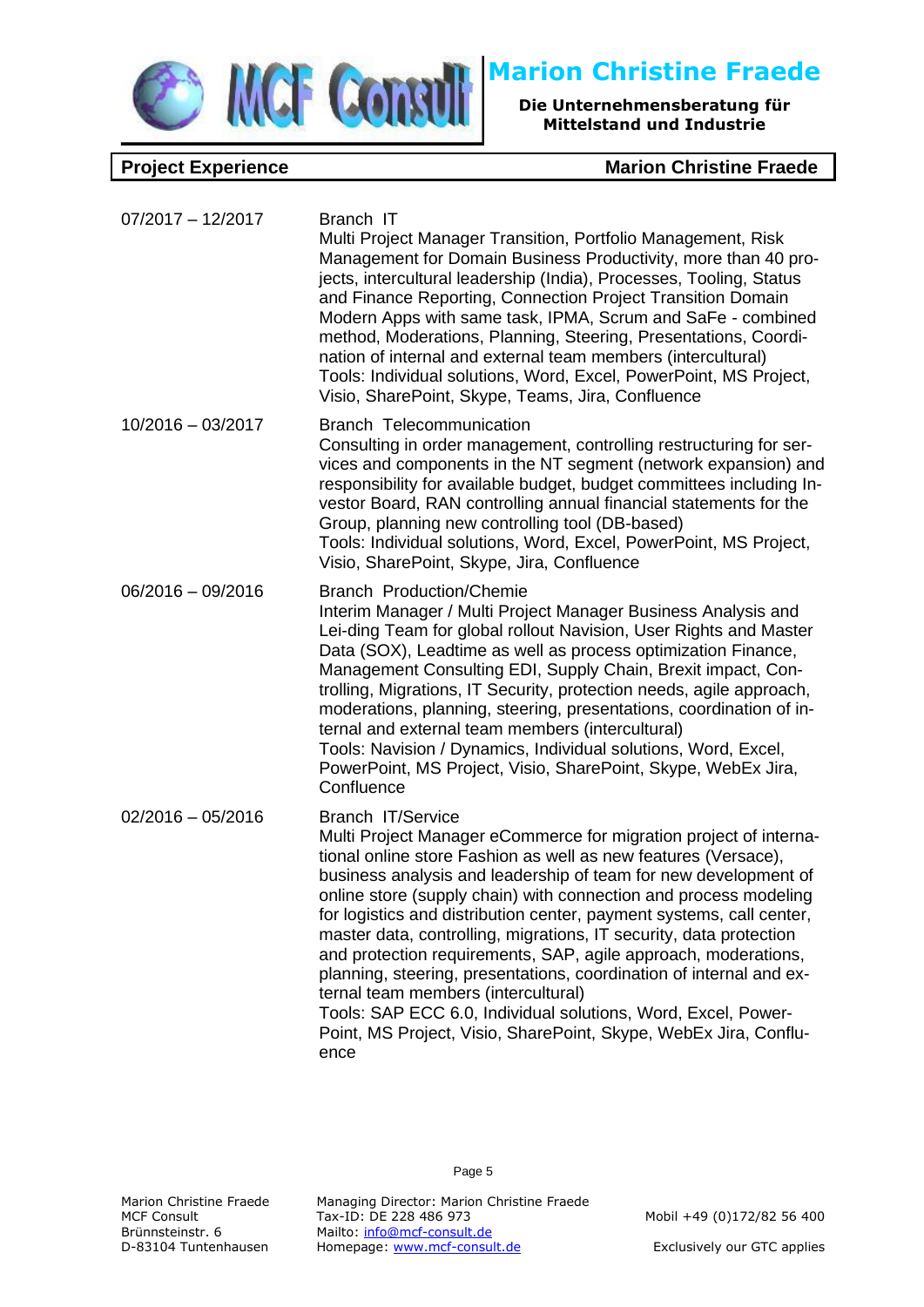| Project Experience | Marion Christine Fraede |
|---|---|

| | |
|---|---|
| 07/2017 – 12/2017 | Branch IT<br>Multi Project Manager Transition, Portfolio Management, Risk Management for Domain Business Productivity, more than 40 projects, intercultural leadership (India), Processes, Tooling, Status and Finance Reporting, Connection Project Transition Domain Modern Apps with same task, IPMA, Scrum and SaFe - combined method, Moderations, Planning, Steering, Presentations, Coordination of internal and external team members (intercultural)<br>Tools: Individual solutions, Word, Excel, PowerPoint, MS Project, Visio, SharePoint, Skype, Teams, Jira, Confluence |
| 10/2016 – 03/2017 | Branch Telecommunication<br>Consulting in order management, controlling restructuring for services and components in the NT segment (network expansion) and responsibility for available budget, budget committees including Investor Board, RAN controlling annual financial statements for the Group, planning new controlling tool (DB-based)<br>Tools: Individual solutions, Word, Excel, PowerPoint, MS Project, Visio, SharePoint, Skype, Jira, Confluence |
| 06/2016 – 09/2016 | Branch Production/Chemie<br>Interim Manager / Multi Project Manager Business Analysis and Lei-ding Team for global rollout Navision, User Rights and Master Data (SOX), Leadtime as well as process optimization Finance, Management Consulting EDI, Supply Chain, Brexit impact, Controlling, Migrations, IT Security, protection needs, agile approach, moderations, planning, steering, presentations, coordination of internal and external team members (intercultural)<br>Tools: Navision / Dynamics, Individual solutions, Word, Excel, PowerPoint, MS Project, Visio, SharePoint, Skype, WebEx Jira, Confluence |
| 02/2016 – 05/2016 | Branch IT/Service<br>Multi Project Manager eCommerce for migration project of international online store Fashion as well as new features (Versace), business analysis and leadership of team for new development of online store (supply chain) with connection and process modeling for logistics and distribution center, payment systems, call center, master data, controlling, migrations, IT security, data protection and protection requirements, SAP, agile approach, moderations, planning, steering, presentations, coordination of internal and external team members (intercultural)<br>Tools: SAP ECC 6.0, Individual solutions, Word, Excel, PowerPoint, MS Project, Visio, SharePoint, Skype, WebEx Jira, Confluence |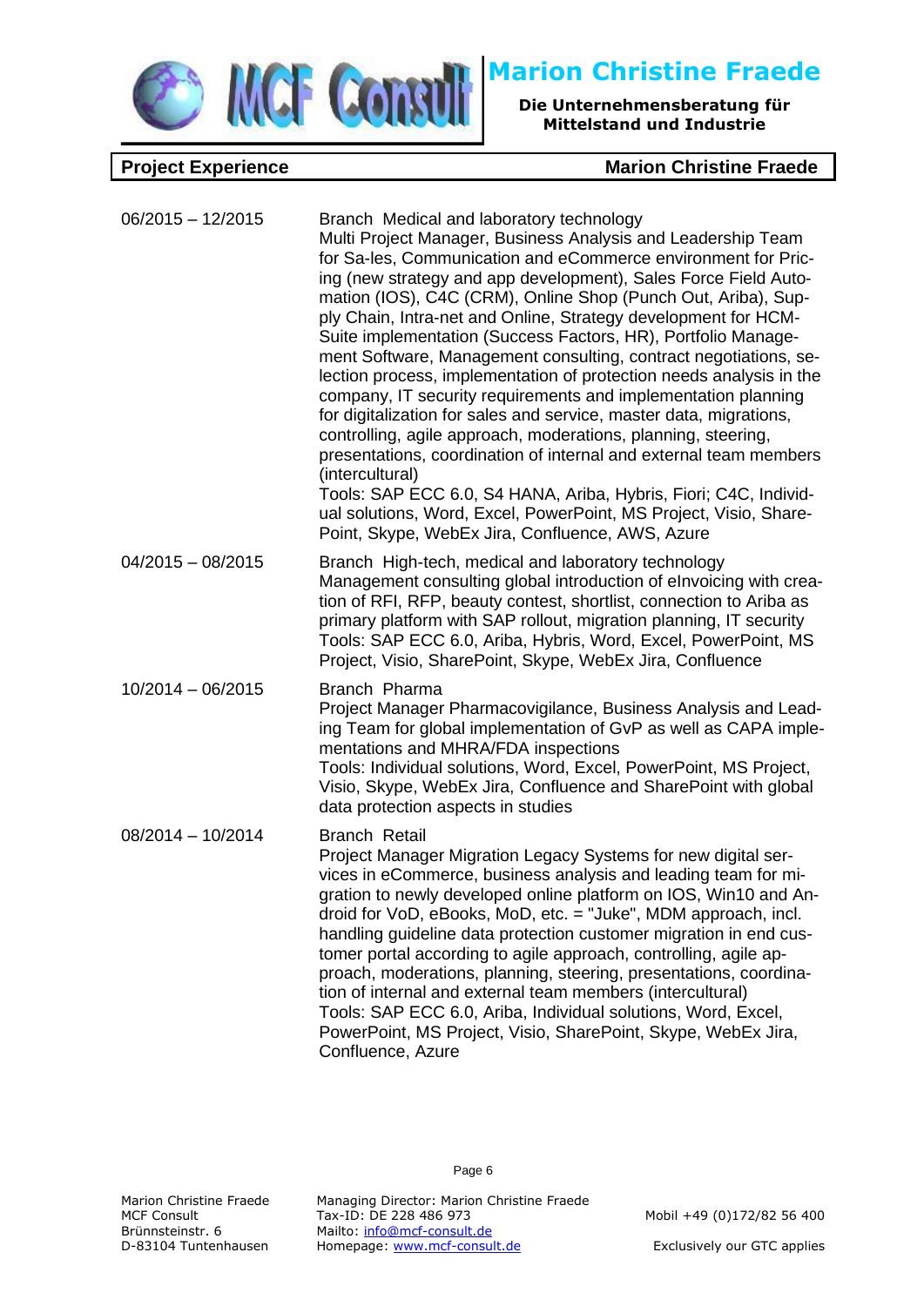| Project Experience | Marion Christine Fraede |
|---|---|
| 06/2015 – 12/2015 | Branch Medical and laboratory technology<br>Multi Project Manager, Business Analysis and Leadership Team for Sa-les, Communication and eCommerce environment for Pricing (new strategy and app development), Sales Force Field Automation (IOS), C4C (CRM), Online Shop (Punch Out, Ariba), Supply Chain, Intra-net and Online, Strategy development for HCM-Suite implementation (Success Factors, HR), Portfolio Management Software, Management consulting, contract negotiations, selection process, implementation of protection needs analysis in the company, IT security requirements and implementation planning for digitalization for sales and service, master data, migrations, controlling, agile approach, moderations, planning, steering, presentations, coordination of internal and external team members (intercultural)<br>Tools: SAP ECC 6.0, S4 HANA, Ariba, Hybris, Fiori; C4C, Individual solutions, Word, Excel, PowerPoint, MS Project, Visio, SharePoint, Skype, WebEx Jira, Confluence, AWS, Azure |
| 04/2015 – 08/2015 | Branch High-tech, medical and laboratory technology<br>Management consulting global introduction of eInvoicing with creation of RFI, RFP, beauty contest, shortlist, connection to Ariba as primary platform with SAP rollout, migration planning, IT security<br>Tools: SAP ECC 6.0, Ariba, Hybris, Word, Excel, PowerPoint, MS Project, Visio, SharePoint, Skype, WebEx Jira, Confluence |
| 10/2014 – 06/2015 | Branch Pharma<br>Project Manager Pharmacovigilance, Business Analysis and Leading Team for global implementation of GvP as well as CAPA implementations and MHRA/FDA inspections<br>Tools: Individual solutions, Word, Excel, PowerPoint, MS Project, Visio, Skype, WebEx Jira, Confluence and SharePoint with global data protection aspects in studies |
| 08/2014 – 10/2014 | Branch Retail<br>Project Manager Migration Legacy Systems for new digital services in eCommerce, business analysis and leading team for migration to newly developed online platform on IOS, Win10 and Android for VoD, eBooks, MoD, etc. = "Juke", MDM approach, incl. handling guideline data protection customer migration in end customer portal according to agile approach, controlling, agile approach, moderations, planning, steering, presentations, coordination of internal and external team members (intercultural)<br>Tools: SAP ECC 6.0, Ariba, Individual solutions, Word, Excel, PowerPoint, MS Project, Visio, SharePoint, Skype, WebEx Jira, Confluence, Azure |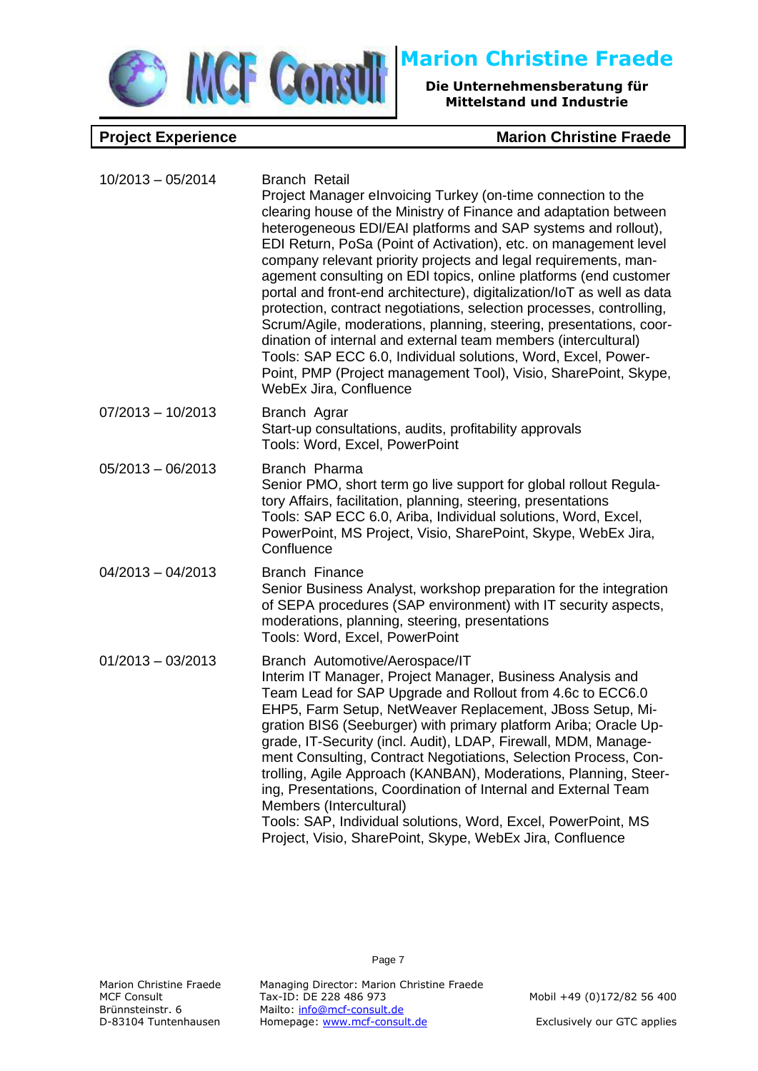| Project Experience | Marion Christine Fraede |
|---|---|

| | |
|---|---|
| 10/2013 – 05/2014 | Branch Retail<br>Project Manager eInvoicing Turkey (on-time connection to the clearing house of the Ministry of Finance and adaptation between heterogeneous EDI/EAI platforms and SAP systems and rollout), EDI Return, PoSa (Point of Activation), etc. on management level company relevant priority projects and legal requirements, management consulting on EDI topics, online platforms (end customer portal and front-end architecture), digitalization/IoT as well as data protection, contract negotiations, selection processes, controlling, Scrum/Agile, moderations, planning, steering, presentations, coordination of internal and external team members (intercultural)<br>Tools: SAP ECC 6.0, Individual solutions, Word, Excel, PowerPoint, PMP (Project management Tool), Visio, SharePoint, Skype, WebEx Jira, Confluence |
| 07/2013 – 10/2013 | Branch Agrar<br>Start-up consultations, audits, profitability approvals<br>Tools: Word, Excel, PowerPoint |
| 05/2013 – 06/2013 | Branch Pharma<br>Senior PMO, short term go live support for global rollout Regulatory Affairs, facilitation, planning, steering, presentations<br>Tools: SAP ECC 6.0, Ariba, Individual solutions, Word, Excel, PowerPoint, MS Project, Visio, SharePoint, Skype, WebEx Jira, Confluence |
| 04/2013 – 04/2013 | Branch Finance<br>Senior Business Analyst, workshop preparation for the integration of SEPA procedures (SAP environment) with IT security aspects, moderations, planning, steering, presentations<br>Tools: Word, Excel, PowerPoint |
| 01/2013 – 03/2013 | Branch Automotive/Aerospace/IT<br>Interim IT Manager, Project Manager, Business Analysis and Team Lead for SAP Upgrade and Rollout from 4.6c to ECC6.0 EHP5, Farm Setup, NetWeaver Replacement, JBoss Setup, Migration BIS6 (Seeburger) with primary platform Ariba; Oracle Upgrade, IT-Security (incl. Audit), LDAP, Firewall, MDM, Management Consulting, Contract Negotiations, Selection Process, Controlling, Agile Approach (KANBAN), Moderations, Planning, Steering, Presentations, Coordination of Internal and External Team Members (Intercultural)<br>Tools: SAP, Individual solutions, Word, Excel, PowerPoint, MS Project, Visio, SharePoint, Skype, WebEx Jira, Confluence |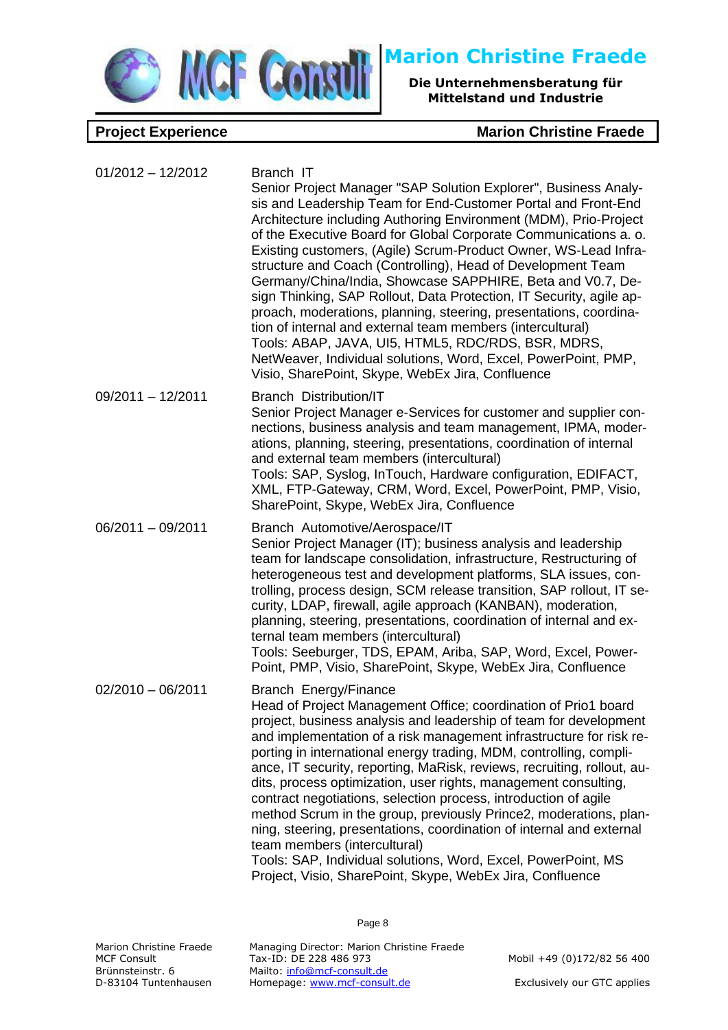## Project Experience — Marion Christine Fraede

| | |
|---|---|
| 01/2012 – 12/2012 | Branch IT<br>Senior Project Manager "SAP Solution Explorer", Business Analysis and Leadership Team for End-Customer Portal and Front-End Architecture including Authoring Environment (MDM), Prio-Project of the Executive Board for Global Corporate Communications a. o. Existing customers, (Agile) Scrum-Product Owner, WS-Lead Infrastructure and Coach (Controlling), Head of Development Team Germany/China/India, Showcase SAPPHIRE, Beta and V0.7, Design Thinking, SAP Rollout, Data Protection, IT Security, agile approach, moderations, planning, steering, presentations, coordination of internal and external team members (intercultural)<br>Tools: ABAP, JAVA, UI5, HTML5, RDC/RDS, BSR, MDRS, NetWeaver, Individual solutions, Word, Excel, PowerPoint, PMP, Visio, SharePoint, Skype, WebEx Jira, Confluence |
| 09/2011 – 12/2011 | Branch Distribution/IT<br>Senior Project Manager e-Services for customer and supplier connections, business analysis and team management, IPMA, moderations, planning, steering, presentations, coordination of internal and external team members (intercultural)<br>Tools: SAP, Syslog, InTouch, Hardware configuration, EDIFACT, XML, FTP-Gateway, CRM, Word, Excel, PowerPoint, PMP, Visio, SharePoint, Skype, WebEx Jira, Confluence |
| 06/2011 – 09/2011 | Branch Automotive/Aerospace/IT<br>Senior Project Manager (IT); business analysis and leadership team for landscape consolidation, infrastructure, Restructuring of heterogeneous test and development platforms, SLA issues, controlling, process design, SCM release transition, SAP rollout, IT security, LDAP, firewall, agile approach (KANBAN), moderation, planning, steering, presentations, coordination of internal and external team members (intercultural)<br>Tools: Seeburger, TDS, EPAM, Ariba, SAP, Word, Excel, PowerPoint, PMP, Visio, SharePoint, Skype, WebEx Jira, Confluence |
| 02/2010 – 06/2011 | Branch Energy/Finance<br>Head of Project Management Office; coordination of Prio1 board project, business analysis and leadership of team for development and implementation of a risk management infrastructure for risk reporting in international energy trading, MDM, controlling, compliance, IT security, reporting, MaRisk, reviews, recruiting, rollout, audits, process optimization, user rights, management consulting, contract negotiations, selection process, introduction of agile method Scrum in the group, previously Prince2, moderations, planning, steering, presentations, coordination of internal and external team members (intercultural)<br>Tools: SAP, Individual solutions, Word, Excel, PowerPoint, MS Project, Visio, SharePoint, Skype, WebEx Jira, Confluence |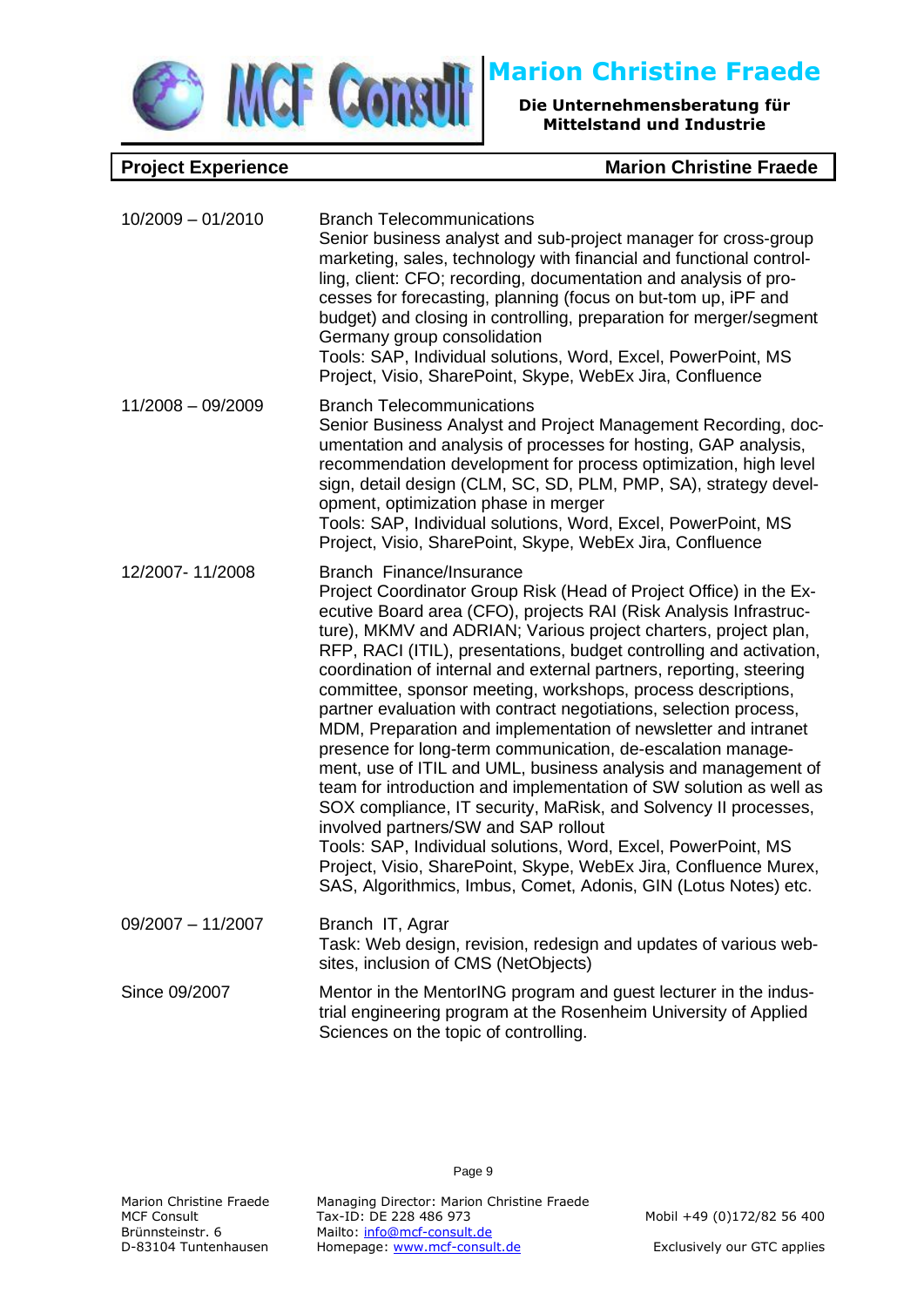| Project Experience | Marion Christine Fraede |
| --- | --- |
| 10/2009 – 01/2010 | Branch Telecommunications<br>Senior business analyst and sub-project manager for cross-group marketing, sales, technology with financial and functional controlling, client: CFO; recording, documentation and analysis of processes for forecasting, planning (focus on but-tom up, iPF and budget) and closing in controlling, preparation for merger/segment Germany group consolidation<br>Tools: SAP, Individual solutions, Word, Excel, PowerPoint, MS Project, Visio, SharePoint, Skype, WebEx Jira, Confluence |
| 11/2008 – 09/2009 | Branch Telecommunications<br>Senior Business Analyst and Project Management Recording, documentation and analysis of processes for hosting, GAP analysis, recommendation development for process optimization, high level sign, detail design (CLM, SC, SD, PLM, PMP, SA), strategy development, optimization phase in merger<br>Tools: SAP, Individual solutions, Word, Excel, PowerPoint, MS Project, Visio, SharePoint, Skype, WebEx Jira, Confluence |
| 12/2007- 11/2008 | Branch Finance/Insurance<br>Project Coordinator Group Risk (Head of Project Office) in the Executive Board area (CFO), projects RAI (Risk Analysis Infrastructure), MKMV and ADRIAN; Various project charters, project plan, RFP, RACI (ITIL), presentations, budget controlling and activation, coordination of internal and external partners, reporting, steering committee, sponsor meeting, workshops, process descriptions, partner evaluation with contract negotiations, selection process, MDM, Preparation and implementation of newsletter and intranet presence for long-term communication, de-escalation management, use of ITIL and UML, business analysis and management of team for introduction and implementation of SW solution as well as SOX compliance, IT security, MaRisk, and Solvency II processes, involved partners/SW and SAP rollout<br>Tools: SAP, Individual solutions, Word, Excel, PowerPoint, MS Project, Visio, SharePoint, Skype, WebEx Jira, Confluence Murex, SAS, Algorithmics, Imbus, Comet, Adonis, GIN (Lotus Notes) etc. |
| 09/2007 – 11/2007 | Branch IT, Agrar<br>Task: Web design, revision, redesign and updates of various websites, inclusion of CMS (NetObjects) |
| Since 09/2007 | Mentor in the MentorING program and guest lecturer in the industrial engineering program at the Rosenheim University of Applied Sciences on the topic of controlling. |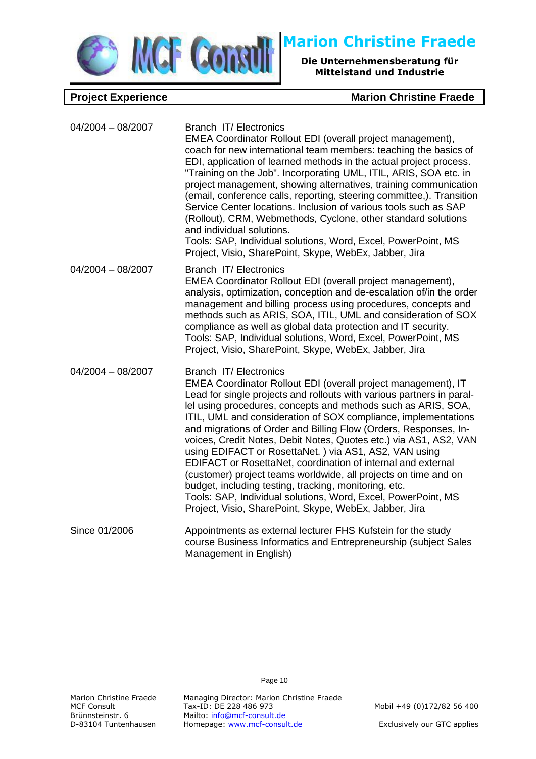| **Project Experience** | **Marion Christine Fraede** |
|---|---|

| | |
|---|---|
| 04/2004 – 08/2007 | Branch IT/ Electronics<br>EMEA Coordinator Rollout EDI (overall project management), coach for new international team members: teaching the basics of EDI, application of learned methods in the actual project process. "Training on the Job". Incorporating UML, ITIL, ARIS, SOA etc. in project management, showing alternatives, training communication (email, conference calls, reporting, steering committee,). Transition Service Center locations. Inclusion of various tools such as SAP (Rollout), CRM, Webmethods, Cyclone, other standard solutions and individual solutions.<br>Tools: SAP, Individual solutions, Word, Excel, PowerPoint, MS Project, Visio, SharePoint, Skype, WebEx, Jabber, Jira |
| 04/2004 – 08/2007 | Branch IT/ Electronics<br>EMEA Coordinator Rollout EDI (overall project management), analysis, optimization, conception and de-escalation of/in the order management and billing process using procedures, concepts and methods such as ARIS, SOA, ITIL, UML and consideration of SOX compliance as well as global data protection and IT security.<br>Tools: SAP, Individual solutions, Word, Excel, PowerPoint, MS Project, Visio, SharePoint, Skype, WebEx, Jabber, Jira |
| 04/2004 – 08/2007 | Branch IT/ Electronics<br>EMEA Coordinator Rollout EDI (overall project management), IT Lead for single projects and rollouts with various partners in parallel using procedures, concepts and methods such as ARIS, SOA, ITIL, UML and consideration of SOX compliance, implementations and migrations of Order and Billing Flow (Orders, Responses, Invoices, Credit Notes, Debit Notes, Quotes etc.) via AS1, AS2, VAN using EDIFACT or RosettaNet. ) via AS1, AS2, VAN using EDIFACT or RosettaNet, coordination of internal and external (customer) project teams worldwide, all projects on time and on budget, including testing, tracking, monitoring, etc.<br>Tools: SAP, Individual solutions, Word, Excel, PowerPoint, MS Project, Visio, SharePoint, Skype, WebEx, Jabber, Jira |
| Since 01/2006 | Appointments as external lecturer FHS Kufstein for the study course Business Informatics and Entrepreneurship (subject Sales Management in English) |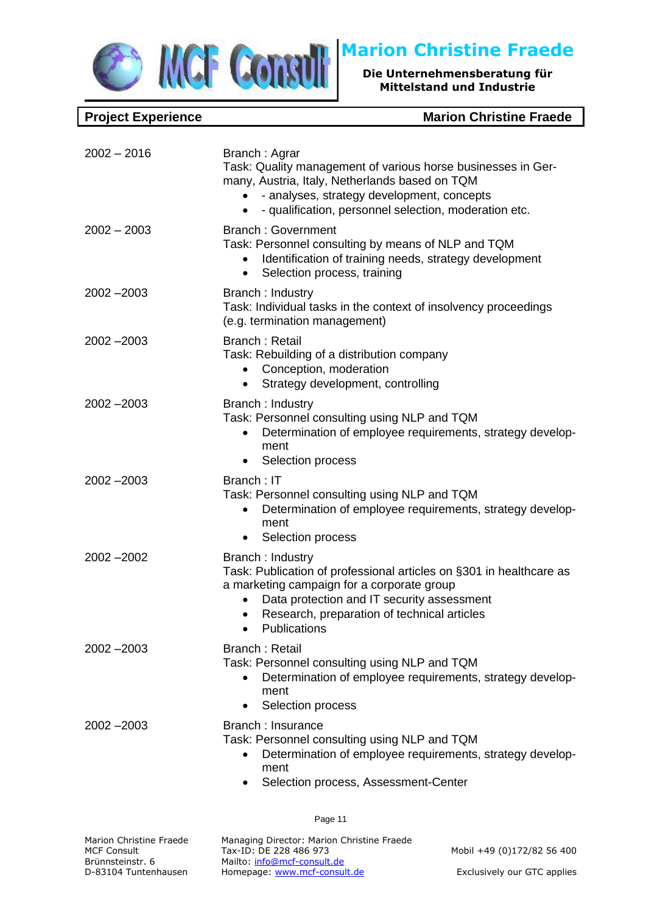| Project Experience | Marion Christine Fraede |
|---|---|

| | |
|---|---|
| 2002 – 2016 | Branch : Agrar<br>Task: Quality management of various horse businesses in Germany, Austria, Italy, Netherlands based on TQM<br>• - analyses, strategy development, concepts<br>• - qualification, personnel selection, moderation etc. |
| 2002 – 2003 | Branch : Government<br>Task: Personnel consulting by means of NLP and TQM<br>• Identification of training needs, strategy development<br>• Selection process, training |
| 2002 –2003 | Branch : Industry<br>Task: Individual tasks in the context of insolvency proceedings (e.g. termination management) |
| 2002 –2003 | Branch : Retail<br>Task: Rebuilding of a distribution company<br>• Conception, moderation<br>• Strategy development, controlling |
| 2002 –2003 | Branch : Industry<br>Task: Personnel consulting using NLP and TQM<br>• Determination of employee requirements, strategy development<br>• Selection process |
| 2002 –2003 | Branch : IT<br>Task: Personnel consulting using NLP and TQM<br>• Determination of employee requirements, strategy development<br>• Selection process |
| 2002 –2002 | Branch : Industry<br>Task: Publication of professional articles on §301 in healthcare as a marketing campaign for a corporate group<br>• Data protection and IT security assessment<br>• Research, preparation of technical articles<br>• Publications |
| 2002 –2003 | Branch : Retail<br>Task: Personnel consulting using NLP and TQM<br>• Determination of employee requirements, strategy development<br>• Selection process |
| 2002 –2003 | Branch : Insurance<br>Task: Personnel consulting using NLP and TQM<br>• Determination of employee requirements, strategy development<br>• Selection process, Assessment-Center |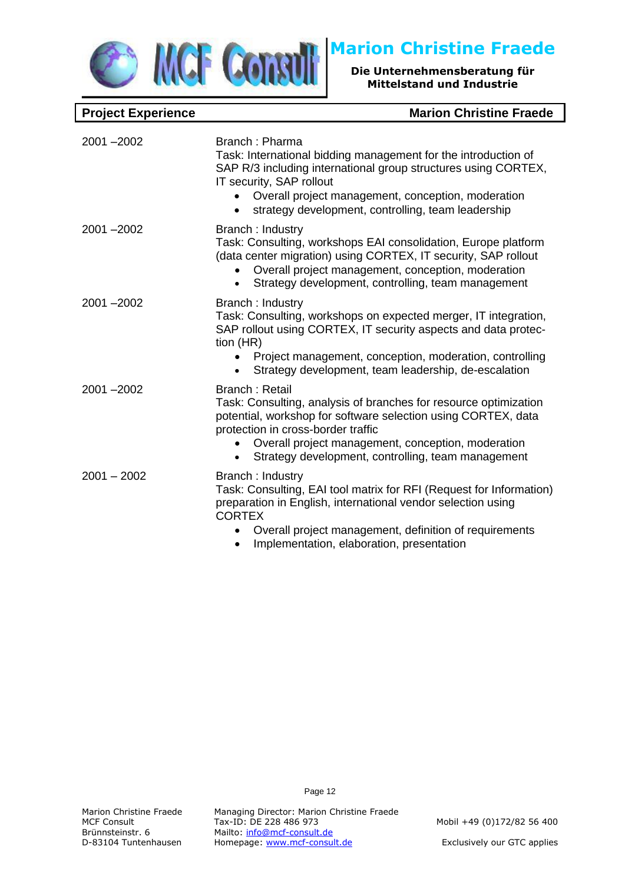| Project Experience | Marion Christine Fraede |
|---|---|

| | |
|---|---|
| 2001 –2002 | Branch : Pharma<br>Task: International bidding management for the introduction of SAP R/3 including international group structures using CORTEX, IT security, SAP rollout<br>• Overall project management, conception, moderation<br>• strategy development, controlling, team leadership |
| 2001 –2002 | Branch : Industry<br>Task: Consulting, workshops EAI consolidation, Europe platform (data center migration) using CORTEX, IT security, SAP rollout<br>• Overall project management, conception, moderation<br>• Strategy development, controlling, team management |
| 2001 –2002 | Branch : Industry<br>Task: Consulting, workshops on expected merger, IT integration, SAP rollout using CORTEX, IT security aspects and data protection (HR)<br>• Project management, conception, moderation, controlling<br>• Strategy development, team leadership, de-escalation |
| 2001 –2002 | Branch : Retail<br>Task: Consulting, analysis of branches for resource optimization potential, workshop for software selection using CORTEX, data protection in cross-border traffic<br>• Overall project management, conception, moderation<br>• Strategy development, controlling, team management |
| 2001 – 2002 | Branch : Industry<br>Task: Consulting, EAI tool matrix for RFI (Request for Information) preparation in English, international vendor selection using CORTEX<br>• Overall project management, definition of requirements<br>• Implementation, elaboration, presentation |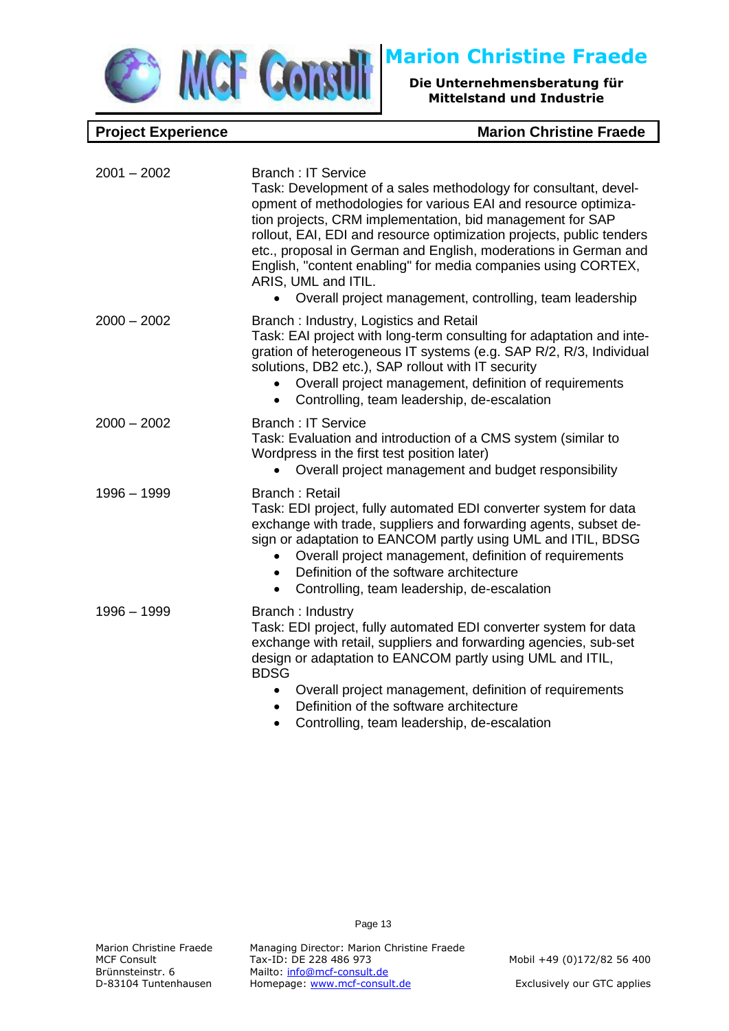## Project Experience

| | |
|---|---|
| 2001 – 2002 | Branch : IT Service<br>Task: Development of a sales methodology for consultant, development of methodologies for various EAI and resource optimization projects, CRM implementation, bid management for SAP rollout, EAI, EDI and resource optimization projects, public tenders etc., proposal in German and English, moderations in German and English, "content enabling" for media companies using CORTEX, ARIS, UML and ITIL.<br>• Overall project management, controlling, team leadership |
| 2000 – 2002 | Branch : Industry, Logistics and Retail<br>Task: EAI project with long-term consulting for adaptation and integration of heterogeneous IT systems (e.g. SAP R/2, R/3, Individual solutions, DB2 etc.), SAP rollout with IT security<br>• Overall project management, definition of requirements<br>• Controlling, team leadership, de-escalation |
| 2000 – 2002 | Branch : IT Service<br>Task: Evaluation and introduction of a CMS system (similar to Wordpress in the first test position later)<br>• Overall project management and budget responsibility |
| 1996 – 1999 | Branch : Retail<br>Task: EDI project, fully automated EDI converter system for data exchange with trade, suppliers and forwarding agents, subset design or adaptation to EANCOM partly using UML and ITIL, BDSG<br>• Overall project management, definition of requirements<br>• Definition of the software architecture<br>• Controlling, team leadership, de-escalation |
| 1996 – 1999 | Branch : Industry<br>Task: EDI project, fully automated EDI converter system for data exchange with retail, suppliers and forwarding agencies, sub-set design or adaptation to EANCOM partly using UML and ITIL, BDSG<br>• Overall project management, definition of requirements<br>• Definition of the software architecture<br>• Controlling, team leadership, de-escalation |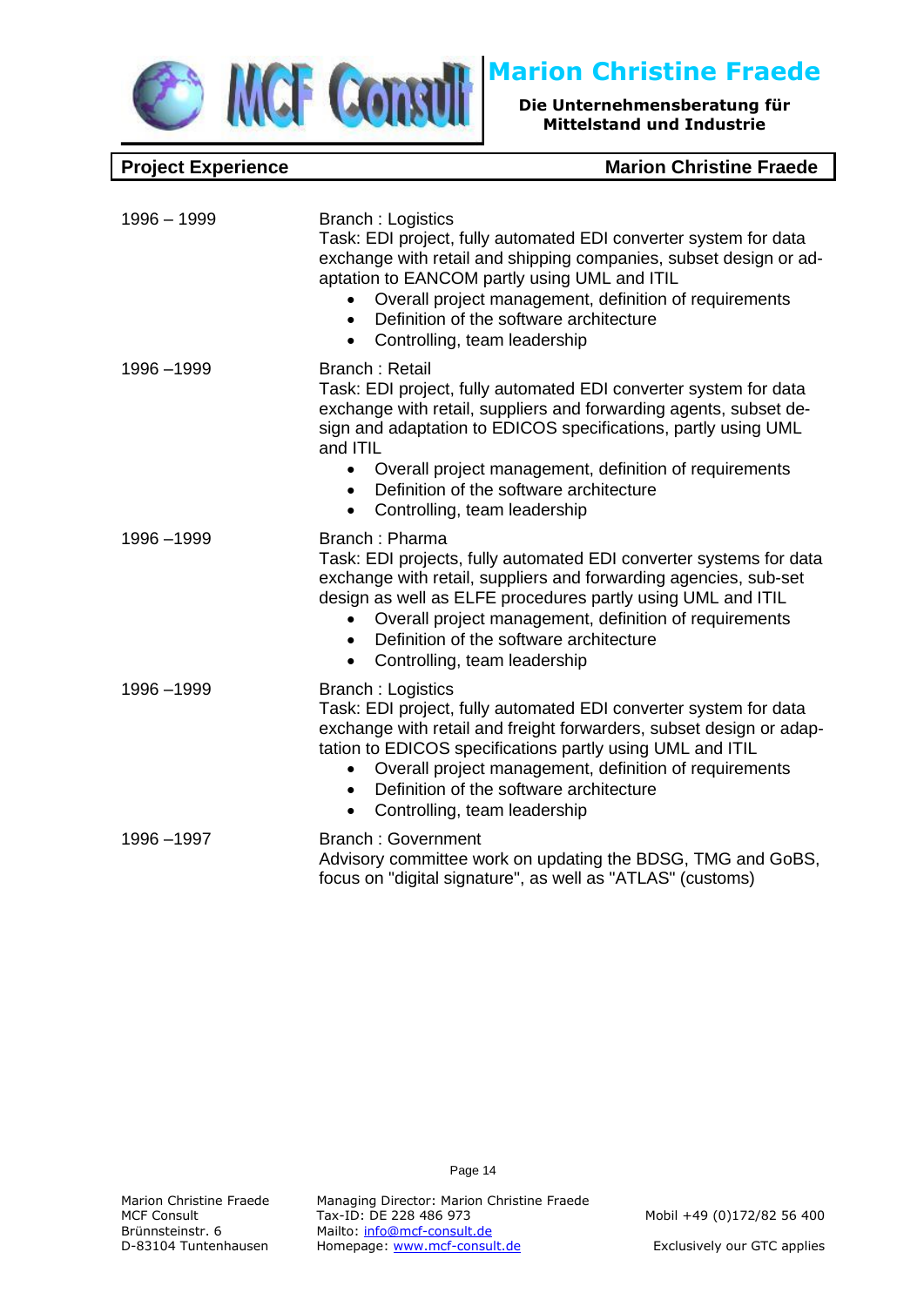## Project Experience — Marion Christine Fraede

| | |
|---|---|
| 1996 – 1999 | Branch : Logistics<br>Task: EDI project, fully automated EDI converter system for data exchange with retail and shipping companies, subset design or adaptation to EANCOM partly using UML and ITIL<br>• Overall project management, definition of requirements<br>• Definition of the software architecture<br>• Controlling, team leadership |
| 1996 –1999 | Branch : Retail<br>Task: EDI project, fully automated EDI converter system for data exchange with retail, suppliers and forwarding agents, subset design and adaptation to EDICOS specifications, partly using UML and ITIL<br>• Overall project management, definition of requirements<br>• Definition of the software architecture<br>• Controlling, team leadership |
| 1996 –1999 | Branch : Pharma<br>Task: EDI projects, fully automated EDI converter systems for data exchange with retail, suppliers and forwarding agencies, sub-set design as well as ELFE procedures partly using UML and ITIL<br>• Overall project management, definition of requirements<br>• Definition of the software architecture<br>• Controlling, team leadership |
| 1996 –1999 | Branch : Logistics<br>Task: EDI project, fully automated EDI converter system for data exchange with retail and freight forwarders, subset design or adaptation to EDICOS specifications partly using UML and ITIL<br>• Overall project management, definition of requirements<br>• Definition of the software architecture<br>• Controlling, team leadership |
| 1996 –1997 | Branch : Government<br>Advisory committee work on updating the BDSG, TMG and GoBS, focus on "digital signature", as well as "ATLAS" (customs) |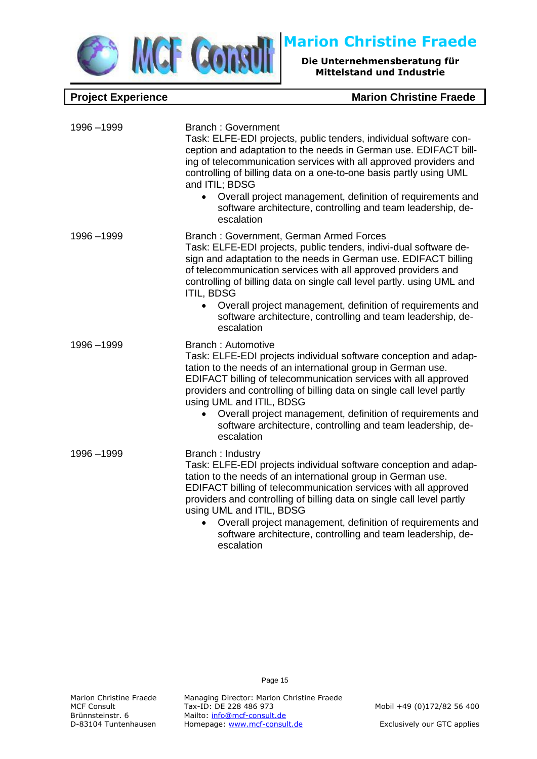## Project Experience — Marion Christine Fraede

| | |
|---|---|
| 1996 –1999 | Branch : Government<br>Task: ELFE-EDI projects, public tenders, individual software conception and adaptation to the needs in German use. EDIFACT billing of telecommunication services with all approved providers and controlling of billing data on a one-to-one basis partly using UML and ITIL; BDSG<br>• Overall project management, definition of requirements and software architecture, controlling and team leadership, de-escalation |
| 1996 –1999 | Branch : Government, German Armed Forces<br>Task: ELFE-EDI projects, public tenders, indivi-dual software design and adaptation to the needs in German use. EDIFACT billing of telecommunication services with all approved providers and controlling of billing data on single call level partly. using UML and ITIL, BDSG<br>• Overall project management, definition of requirements and software architecture, controlling and team leadership, de-escalation |
| 1996 –1999 | Branch : Automotive<br>Task: ELFE-EDI projects individual software conception and adaptation to the needs of an international group in German use. EDIFACT billing of telecommunication services with all approved providers and controlling of billing data on single call level partly using UML and ITIL, BDSG<br>• Overall project management, definition of requirements and software architecture, controlling and team leadership, de-escalation |
| 1996 –1999 | Branch : Industry<br>Task: ELFE-EDI projects individual software conception and adaptation to the needs of an international group in German use. EDIFACT billing of telecommunication services with all approved providers and controlling of billing data on single call level partly using UML and ITIL, BDSG<br>• Overall project management, definition of requirements and software architecture, controlling and team leadership, de-escalation |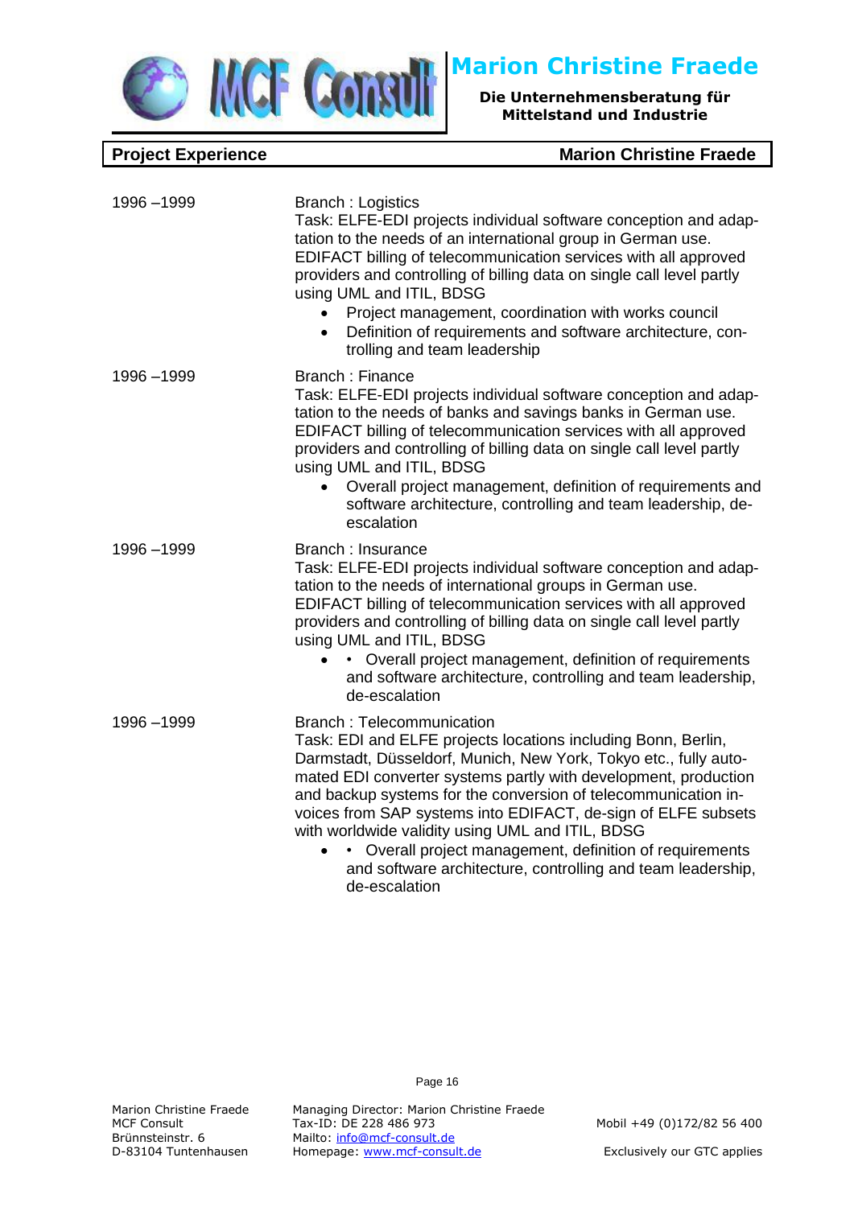| **Project Experience** | **Marion Christine Fraede** |
|---|---|

| | |
|---|---|
| 1996 –1999 | Branch : Logistics<br>Task: ELFE-EDI projects individual software conception and adaptation to the needs of an international group in German use. EDIFACT billing of telecommunication services with all approved providers and controlling of billing data on single call level partly using UML and ITIL, BDSG<br>• Project management, coordination with works council<br>• Definition of requirements and software architecture, controlling and team leadership |
| 1996 –1999 | Branch : Finance<br>Task: ELFE-EDI projects individual software conception and adaptation to the needs of banks and savings banks in German use. EDIFACT billing of telecommunication services with all approved providers and controlling of billing data on single call level partly using UML and ITIL, BDSG<br>• Overall project management, definition of requirements and software architecture, controlling and team leadership, de-escalation |
| 1996 –1999 | Branch : Insurance<br>Task: ELFE-EDI projects individual software conception and adaptation to the needs of international groups in German use. EDIFACT billing of telecommunication services with all approved providers and controlling of billing data on single call level partly using UML and ITIL, BDSG<br>• Overall project management, definition of requirements and software architecture, controlling and team leadership, de-escalation |
| 1996 –1999 | Branch : Telecommunication<br>Task: EDI and ELFE projects locations including Bonn, Berlin, Darmstadt, Düsseldorf, Munich, New York, Tokyo etc., fully automated EDI converter systems partly with development, production and backup systems for the conversion of telecommunication invoices from SAP systems into EDIFACT, de-sign of ELFE subsets with worldwide validity using UML and ITIL, BDSG<br>• Overall project management, definition of requirements and software architecture, controlling and team leadership, de-escalation |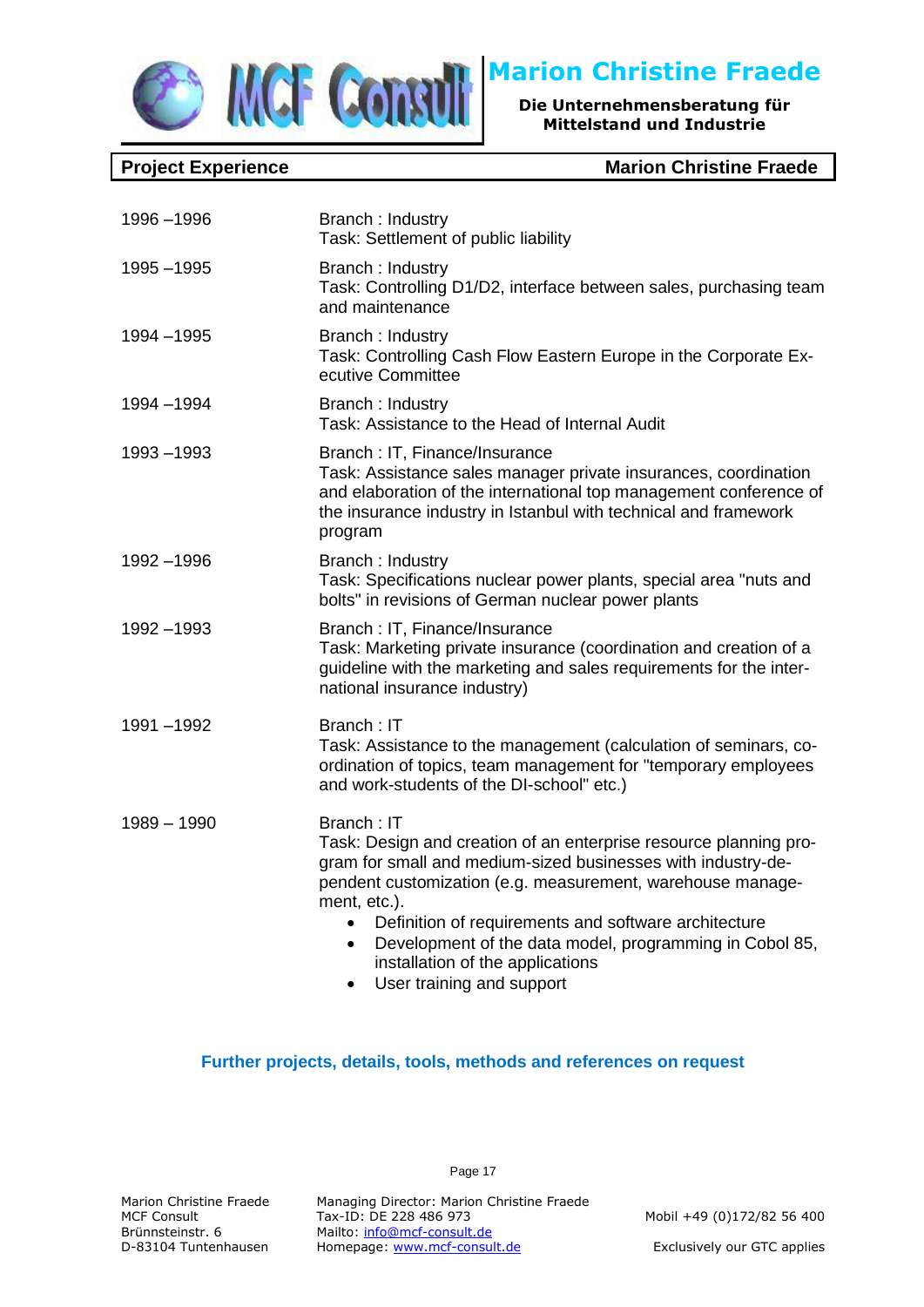| Project Experience | Marion Christine Fraede |
|---|---|
| 1996 –1996 | Branch : Industry<br>Task: Settlement of public liability |
| 1995 –1995 | Branch : Industry<br>Task: Controlling D1/D2, interface between sales, purchasing team and maintenance |
| 1994 –1995 | Branch : Industry<br>Task: Controlling Cash Flow Eastern Europe in the Corporate Executive Committee |
| 1994 –1994 | Branch : Industry<br>Task: Assistance to the Head of Internal Audit |
| 1993 –1993 | Branch : IT, Finance/Insurance<br>Task: Assistance sales manager private insurances, coordination and elaboration of the international top management conference of the insurance industry in Istanbul with technical and framework program |
| 1992 –1996 | Branch : Industry<br>Task: Specifications nuclear power plants, special area "nuts and bolts" in revisions of German nuclear power plants |
| 1992 –1993 | Branch : IT, Finance/Insurance<br>Task: Marketing private insurance (coordination and creation of a guideline with the marketing and sales requirements for the international insurance industry) |
| 1991 –1992 | Branch : IT<br>Task: Assistance to the management (calculation of seminars, coordination of topics, team management for "temporary employees and work-students of the DI-school" etc.) |
| 1989 – 1990 | Branch : IT<br>Task: Design and creation of an enterprise resource planning program for small and medium-sized businesses with industry-dependent customization (e.g. measurement, warehouse management, etc.).<br>• Definition of requirements and software architecture<br>• Development of the data model, programming in Cobol 85, installation of the applications<br>• User training and support |

**Further projects, details, tools, methods and references on request**